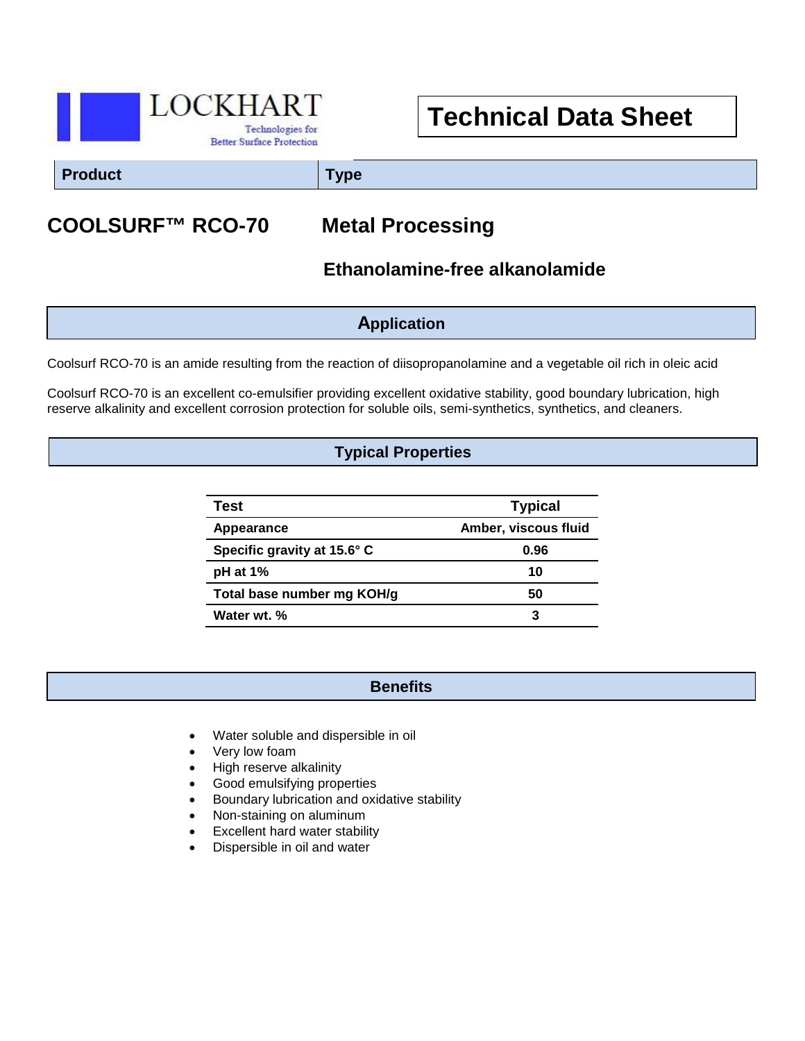LOCKHART
Technologies for Better Surface Protection

# Technical Data Sheet

| Product | Type |
| --- | --- |
| **COOLSURF™ RCO-70** | **Metal Processing** |
| | **Ethanolamine-free alkanolamide** |

## Application

Coolsurf RCO-70 is an amide resulting from the reaction of diisopropanolamine and a vegetable oil rich in oleic acid

Coolsurf RCO-70 is an excellent co-emulsifier providing excellent oxidative stability, good boundary lubrication, high reserve alkalinity and excellent corrosion protection for soluble oils, semi-synthetics, synthetics, and cleaners.

## Typical Properties

| Test | Typical |
| --- | --- |
| Appearance | Amber, viscous fluid |
| Specific gravity at 15.6° C | 0.96 |
| pH at 1% | 10 |
| Total base number mg KOH/g | 50 |
| Water wt. % | 3 |

## Benefits

- Water soluble and dispersible in oil
- Very low foam
- High reserve alkalinity
- Good emulsifying properties
- Boundary lubrication and oxidative stability
- Non-staining on aluminum
- Excellent hard water stability
- Dispersible in oil and water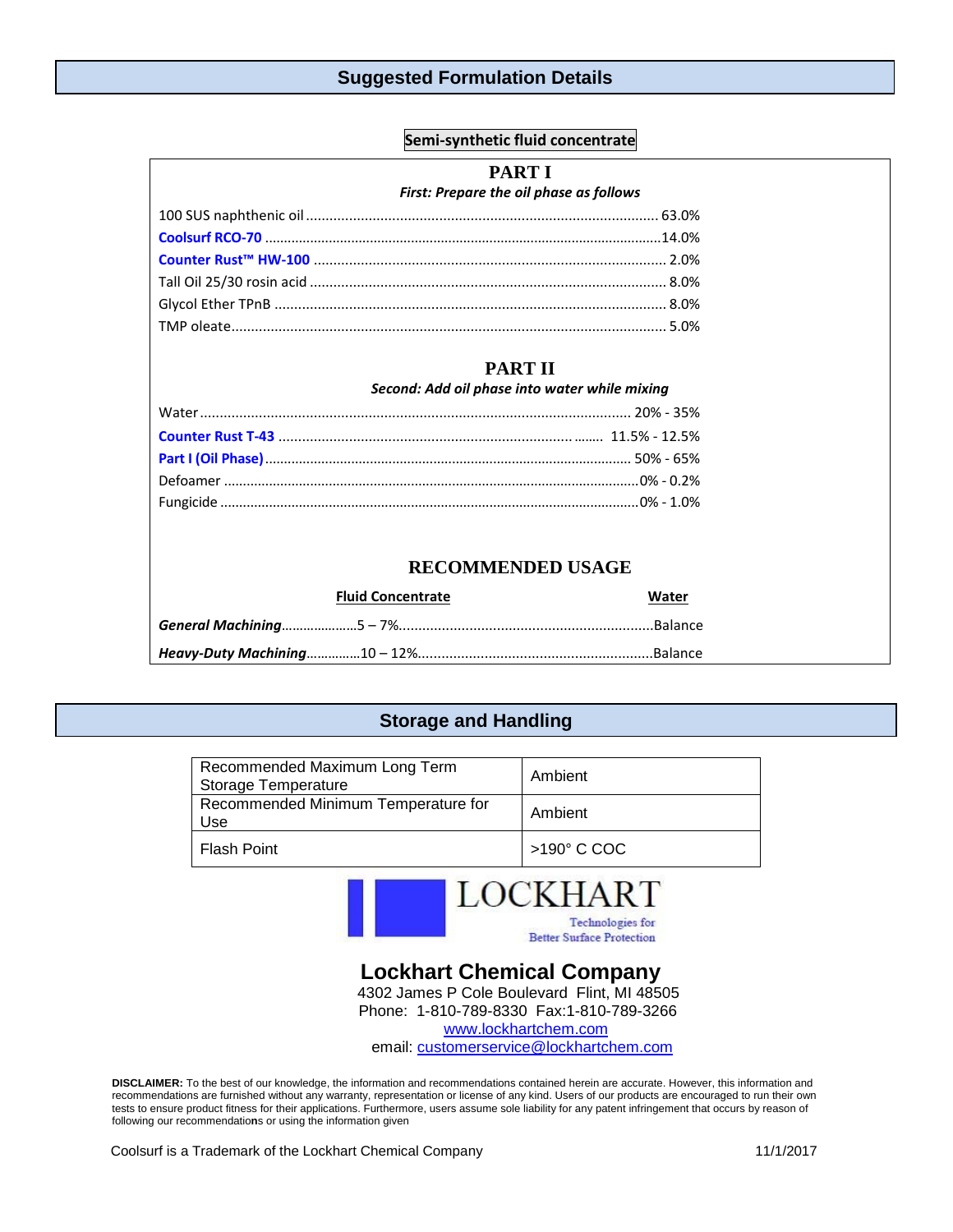## Suggested Formulation Details

**Semi-synthetic fluid concentrate**

### PART I

***First: Prepare the oil phase as follows***

| | |
|---|---|
| 100 SUS naphthenic oil | 63.0% |
| **Coolsurf RCO-70** | 14.0% |
| **Counter Rust™ HW-100** | 2.0% |
| Tall Oil 25/30 rosin acid | 8.0% |
| Glycol Ether TPnB | 8.0% |
| TMP oleate | 5.0% |

### PART II

***Second: Add oil phase into water while mixing***

| | |
|---|---|
| Water | 20% - 35% |
| **Counter Rust T-43** | 11.5% - 12.5% |
| **Part I (Oil Phase)** | 50% - 65% |
| Defoamer | 0% - 0.2% |
| Fungicide | 0% - 1.0% |

### RECOMMENDED USAGE

| | Fluid Concentrate | Water |
|---|---|---|
| ***General Machining*** | 5 – 7% | Balance |
| ***Heavy-Duty Machining*** | 10 – 12% | Balance |

## Storage and Handling

| | |
|---|---|
| Recommended Maximum Long Term Storage Temperature | Ambient |
| Recommended Minimum Temperature for Use | Ambient |
| Flash Point | >190° C COC |

LOCKHART
Technologies for Better Surface Protection

**Lockhart Chemical Company**
4302 James P Cole Boulevard Flint, MI 48505
Phone: 1-810-789-8330 Fax:1-810-789-3266
www.lockhartchem.com
email: customerservice@lockhartchem.com

**DISCLAIMER:** To the best of our knowledge, the information and recommendations contained herein are accurate. However, this information and recommendations are furnished without any warranty, representation or license of any kind. Users of our products are encouraged to run their own tests to ensure product fitness for their applications. Furthermore, users assume sole liability for any patent infringement that occurs by reason of following our recommendations or using the information given

Coolsurf is a Trademark of the Lockhart Chemical Company

11/1/2017